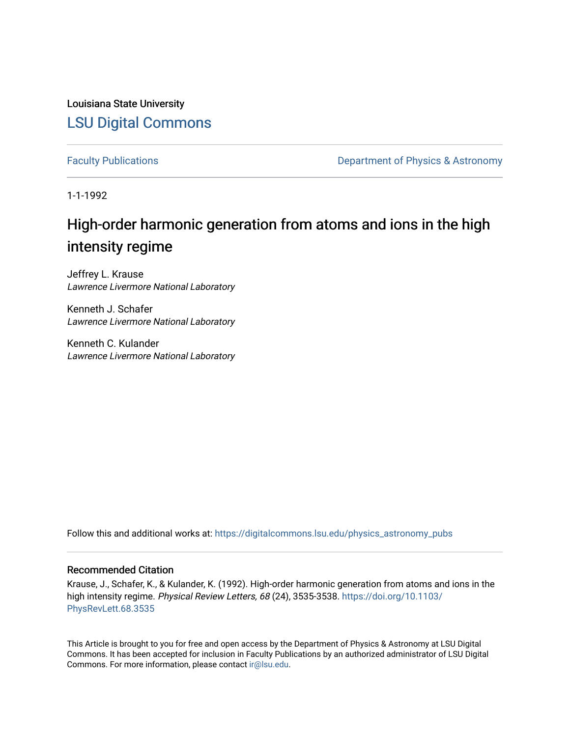Louisiana State University

# LSU Digital Commons

Faculty Publications

Department of Physics & Astronomy

1-1-1992

# High-order harmonic generation from atoms and ions in the high intensity regime

Jeffrey L. Krause
*Lawrence Livermore National Laboratory*

Kenneth J. Schafer
*Lawrence Livermore National Laboratory*

Kenneth C. Kulander
*Lawrence Livermore National Laboratory*

Follow this and additional works at: https://digitalcommons.lsu.edu/physics_astronomy_pubs

## Recommended Citation

Krause, J., Schafer, K., & Kulander, K. (1992). High-order harmonic generation from atoms and ions in the high intensity regime. *Physical Review Letters, 68* (24), 3535-3538. https://doi.org/10.1103/PhysRevLett.68.3535

This Article is brought to you for free and open access by the Department of Physics & Astronomy at LSU Digital Commons. It has been accepted for inclusion in Faculty Publications by an authorized administrator of LSU Digital Commons. For more information, please contact ir@lsu.edu.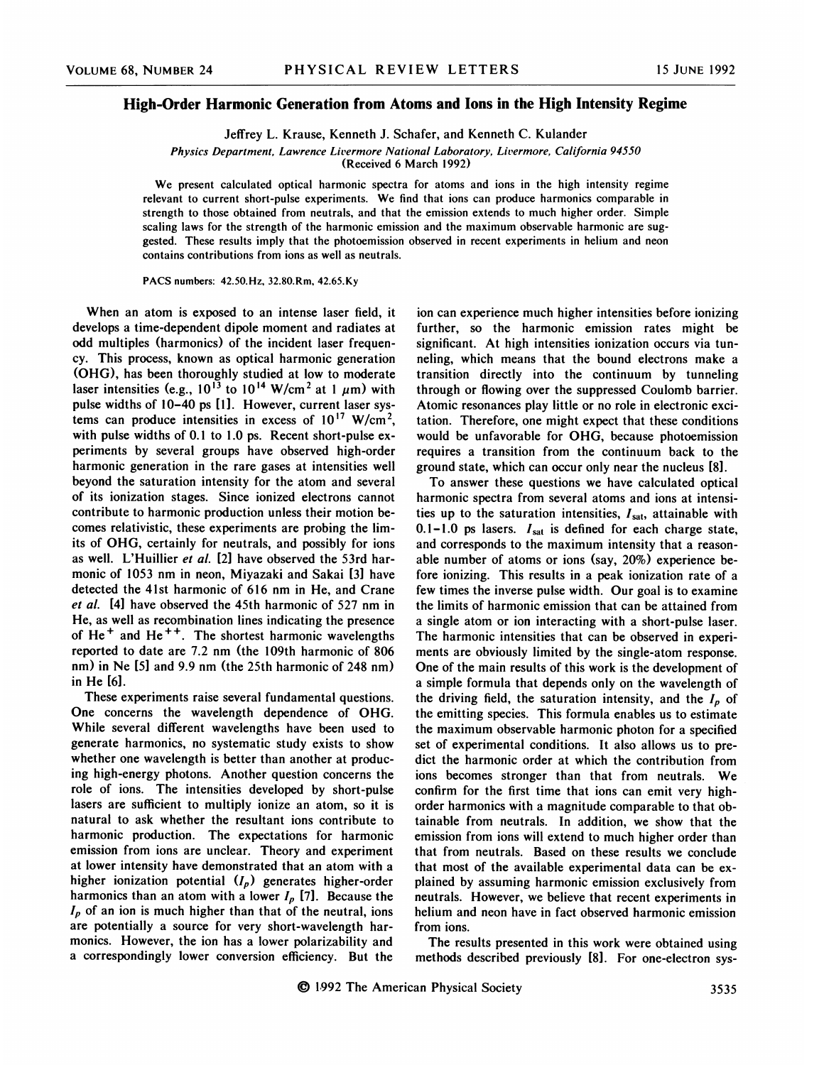# High-Order Harmonic Generation from Atoms and Ions in the High Intensity Regime

Jeffrey L. Krause, Kenneth J. Schafer, and Kenneth C. Kulander

*Physics Department, Lawrence Livermore National Laboratory, Livermore, California 94550*
(Received 6 March 1992)

We present calculated optical harmonic spectra for atoms and ions in the high intensity regime relevant to current short-pulse experiments. We find that ions can produce harmonics comparable in strength to those obtained from neutrals, and that the emission extends to much higher order. Simple scaling laws for the strength of the harmonic emission and the maximum observable harmonic are suggested. These results imply that the photoemission observed in recent experiments in helium and neon contains contributions from ions as well as neutrals.

PACS numbers: 42.50.Hz, 32.80.Rm, 42.65.Ky

When an atom is exposed to an intense laser field, it develops a time-dependent dipole moment and radiates at odd multiples (harmonics) of the incident laser frequency. This process, known as optical harmonic generation (OHG), has been thoroughly studied at low to moderate laser intensities (e.g., $10^{13}$ to $10^{14}$ W/cm$^2$ at 1 $\mu$m) with pulse widths of 10–40 ps [1]. However, current laser systems can produce intensities in excess of $10^{17}$ W/cm$^2$, with pulse widths of 0.1 to 1.0 ps. Recent short-pulse experiments by several groups have observed high-order harmonic generation in the rare gases at intensities well beyond the saturation intensity for the atom and several of its ionization stages. Since ionized electrons cannot contribute to harmonic production unless their motion becomes relativistic, these experiments are probing the limits of OHG, certainly for neutrals, and possibly for ions as well. L'Huillier *et al.* [2] have observed the 53rd harmonic of 1053 nm in neon, Miyazaki and Sakai [3] have detected the 41st harmonic of 616 nm in He, and Crane *et al.* [4] have observed the 45th harmonic of 527 nm in He, as well as recombination lines indicating the presence of $He^{+}$ and $He^{++}$. The shortest harmonic wavelengths reported to date are 7.2 nm (the 109th harmonic of 806 nm) in Ne [5] and 9.9 nm (the 25th harmonic of 248 nm) in He [6].

These experiments raise several fundamental questions. One concerns the wavelength dependence of OHG. While several different wavelengths have been used to generate harmonics, no systematic study exists to show whether one wavelength is better than another at producing high-energy photons. Another question concerns the role of ions. The intensities developed by short-pulse lasers are sufficient to multiply ionize an atom, so it is natural to ask whether the resultant ions contribute to harmonic production. The expectations for harmonic emission from ions are unclear. Theory and experiment at lower intensity have demonstrated that an atom with a higher ionization potential ($I_p$) generates higher-order harmonics than an atom with a lower $I_p$ [7]. Because the $I_p$ of an ion is much higher than that of the neutral, ions are potentially a source for very short-wavelength harmonics. However, the ion has a lower polarizability and a correspondingly lower conversion efficiency. But the ion can experience much higher intensities before ionizing further, so the harmonic emission rates might be significant. At high intensities ionization occurs via tunneling, which means that the bound electrons make a transition directly into the continuum by tunneling through or flowing over the suppressed Coulomb barrier. Atomic resonances play little or no role in electronic excitation. Therefore, one might expect that these conditions would be unfavorable for OHG, because photoemission requires a transition from the continuum back to the ground state, which can occur only near the nucleus [8].

To answer these questions we have calculated optical harmonic spectra from several atoms and ions at intensities up to the saturation intensities, $I_{sat}$, attainable with 0.1–1.0 ps lasers. $I_{sat}$ is defined for each charge state, and corresponds to the maximum intensity that a reasonable number of atoms or ions (say, 20%) experience before ionizing. This results in a peak ionization rate of a few times the inverse pulse width. Our goal is to examine the limits of harmonic emission that can be attained from a single atom or ion interacting with a short-pulse laser. The harmonic intensities that can be observed in experiments are obviously limited by the single-atom response. One of the main results of this work is the development of a simple formula that depends only on the wavelength of the driving field, the saturation intensity, and the $I_p$ of the emitting species. This formula enables us to estimate the maximum observable harmonic photon for a specified set of experimental conditions. It also allows us to predict the harmonic order at which the contribution from ions becomes stronger than that from neutrals. We confirm for the first time that ions can emit very high-order harmonics with a magnitude comparable to that obtainable from neutrals. In addition, we show that the emission from ions will extend to much higher order than that from neutrals. Based on these results we conclude that most of the available experimental data can be explained by assuming harmonic emission exclusively from neutrals. However, we believe that recent experiments in helium and neon have in fact observed harmonic emission from ions.

The results presented in this work were obtained using methods described previously [8]. For one-electron sys-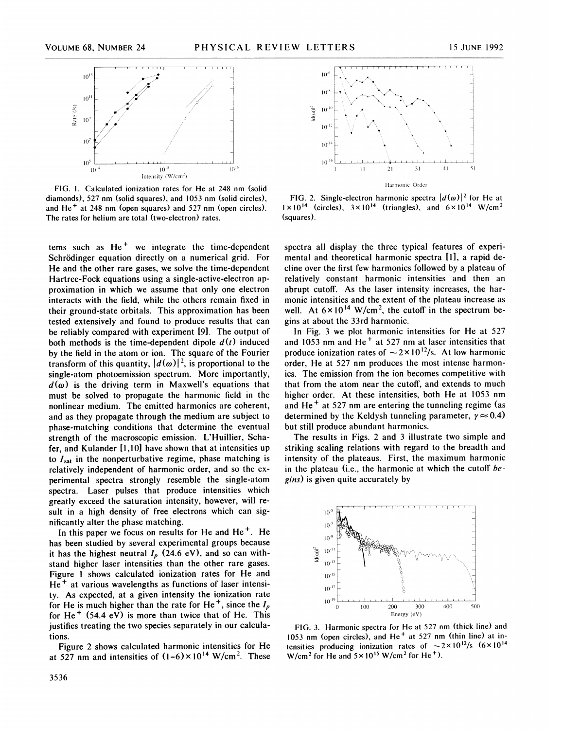FIG. 1. Calculated ionization rates for He at 248 nm (solid diamonds), 527 nm (solid squares), and 1053 nm (solid circles), and $He^+$ at 248 nm (open squares) and 527 nm (open circles). The rates for helium are total (two-electron) rates.

FIG. 2. Single-electron harmonic spectra $|d(\omega)|^2$ for He at $1\times10^{14}$ (circles), $3\times10^{14}$ (triangles), and $6\times10^{14}$ W/cm$^2$ (squares).

tems such as $He^+$ we integrate the time-dependent Schrödinger equation directly on a numerical grid. For He and the other rare gases, we solve the time-dependent Hartree-Fock equations using a single-active-electron approximation in which we assume that only one electron interacts with the field, while the others remain fixed in their ground-state orbitals. This approximation has been tested extensively and found to produce results that can be reliably compared with experiment [9]. The output of both methods is the time-dependent dipole $d(t)$ induced by the field in the atom or ion. The square of the Fourier transform of this quantity, $|d(\omega)|^2$, is proportional to the single-atom photoemission spectrum. More importantly, $d(\omega)$ is the driving term in Maxwell's equations that must be solved to propagate the harmonic field in the nonlinear medium. The emitted harmonics are coherent, and as they propagate through the medium are subject to phase-matching conditions that determine the eventual strength of the macroscopic emission. L'Huillier, Schafer, and Kulander [1,10] have shown that at intensities up to $I_{sat}$ in the nonperturbative regime, phase matching is relatively independent of harmonic order, and so the experimental spectra strongly resemble the single-atom spectra. Laser pulses that produce intensities which greatly exceed the saturation intensity, however, will result in a high density of free electrons which can significantly alter the phase matching.

In this paper we focus on results for He and $He^+$. He has been studied by several experimental groups because it has the highest neutral $I_p$ (24.6 eV), and so can withstand higher laser intensities than the other rare gases. Figure 1 shows calculated ionization rates for He and $He^+$ at various wavelengths as functions of laser intensity. As expected, at a given intensity the ionization rate for He is much higher than the rate for $He^+$, since the $I_p$ for $He^+$ (54.4 eV) is more than twice that of He. This justifies treating the two species separately in our calculations.

Figure 2 shows calculated harmonic intensities for He at 527 nm and intensities of $(1-6)\times10^{14}$ W/cm$^2$. These spectra all display the three typical features of experimental and theoretical harmonic spectra [1], a rapid decline over the first few harmonics followed by a plateau of relatively constant harmonic intensities and then an abrupt cutoff. As the laser intensity increases, the harmonic intensities and the extent of the plateau increase as well. At $6\times10^{14}$ W/cm$^2$, the cutoff in the spectrum begins at about the 33rd harmonic.

In Fig. 3 we plot harmonic intensities for He at 527 and 1053 nm and $He^+$ at 527 nm at laser intensities that produce ionization rates of $\sim2\times10^{12}$/s. At low harmonic order, He at 527 nm produces the most intense harmonics. The emission from the ion becomes competitive with that from the atom near the cutoff, and extends to much higher order. At these intensities, both He at 1053 nm and $He^+$ at 527 nm are entering the tunneling regime (as determined by the Keldysh tunneling parameter, $\gamma \approx 0.4$) but still produce abundant harmonics.

The results in Figs. 2 and 3 illustrate two simple and striking scaling relations with regard to the breadth and intensity of the plateaus. First, the maximum harmonic in the plateau (i.e., the harmonic at which the cutoff *begins*) is given quite accurately by

FIG. 3. Harmonic spectra for He at 527 nm (thick line) and 1053 nm (open circles), and $He^+$ at 527 nm (thin line) at intensities producing ionization rates of $\sim2\times10^{12}$/s ($6\times10^{14}$ W/cm$^2$ for He and $5\times10^{15}$ W/cm$^2$ for $He^+$).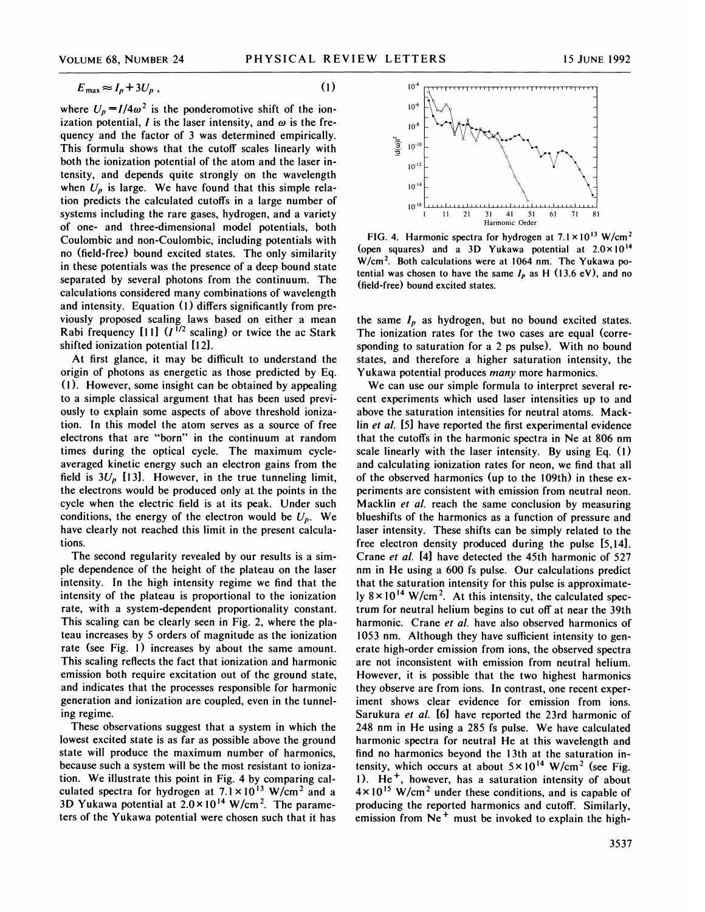$$E_{max} \approx I_p + 3U_p \,, \tag{1}$$

where $U_p = I/4\omega^2$ is the ponderomotive shift of the ionization potential, $I$ is the laser intensity, and $\omega$ is the frequency and the factor of 3 was determined empirically. This formula shows that the cutoff scales linearly with both the ionization potential of the atom and the laser intensity, and depends quite strongly on the wavelength when $U_p$ is large. We have found that this simple relation predicts the calculated cutoffs in a large number of systems including the rare gases, hydrogen, and a variety of one- and three-dimensional model potentials, both Coulombic and non-Coulombic, including potentials with no (field-free) bound excited states. The only similarity in these potentials was the presence of a deep bound state separated by several photons from the continuum. The calculations considered many combinations of wavelength and intensity. Equation (1) differs significantly from previously proposed scaling laws based on either a mean Rabi frequency [11] ($I^{1/2}$ scaling) or twice the ac Stark shifted ionization potential [12].

At first glance, it may be difficult to understand the origin of photons as energetic as those predicted by Eq. (1). However, some insight can be obtained by appealing to a simple classical argument that has been used previously to explain some aspects of above threshold ionization. In this model the atom serves as a source of free electrons that are "born" in the continuum at random times during the optical cycle. The maximum cycle-averaged kinetic energy such an electron gains from the field is $3U_p$ [13]. However, in the true tunneling limit, the electrons would be produced only at the points in the cycle when the electric field is at its peak. Under such conditions, the energy of the electron would be $U_p$. We have clearly not reached this limit in the present calculations.

The second regularity revealed by our results is a simple dependence of the height of the plateau on the laser intensity. In the high intensity regime we find that the intensity of the plateau is proportional to the ionization rate, with a system-dependent proportionality constant. This scaling can be clearly seen in Fig. 2, where the plateau increases by 5 orders of magnitude as the ionization rate (see Fig. 1) increases by about the same amount. This scaling reflects the fact that ionization and harmonic emission both require excitation out of the ground state, and indicates that the processes responsible for harmonic generation and ionization are coupled, even in the tunneling regime.

These observations suggest that a system in which the lowest excited state is as far as possible above the ground state will produce the maximum number of harmonics, because such a system will be the most resistant to ionization. We illustrate this point in Fig. 4 by comparing calculated spectra for hydrogen at $7.1\times10^{13}$ W/cm$^2$ and a 3D Yukawa potential at $2.0\times10^{14}$ W/cm$^2$. The parameters of the Yukawa potential were chosen such that it has the same $I_p$ as hydrogen, but no bound excited states. The ionization rates for the two cases are equal (corresponding to saturation for a 2 ps pulse). With no bound states, and therefore a higher saturation intensity, the Yukawa potential produces *many* more harmonics.

FIG. 4. Harmonic spectra for hydrogen at $7.1\times10^{13}$ W/cm$^2$ (open squares) and a 3D Yukawa potential at $2.0\times10^{14}$ W/cm$^2$. Both calculations were at 1064 nm. The Yukawa potential was chosen to have the same $I_p$ as H (13.6 eV), and no (field-free) bound excited states.

We can use our simple formula to interpret several recent experiments which used laser intensities up to and above the saturation intensities for neutral atoms. Macklin *et al.* [5] have reported the first experimental evidence that the cutoffs in the harmonic spectra in Ne at 806 nm scale linearly with the laser intensity. By using Eq. (1) and calculating ionization rates for neon, we find that all of the observed harmonics (up to the 109th) in these experiments are consistent with emission from neutral neon. Macklin *et al.* reach the same conclusion by measuring blueshifts of the harmonics as a function of pressure and laser intensity. These shifts can be simply related to the free electron density produced during the pulse [5,14]. Crane *et al.* [4] have detected the 45th harmonic of 527 nm in He using a 600 fs pulse. Our calculations predict that the saturation intensity for this pulse is approximately $8\times10^{14}$ W/cm$^2$. At this intensity, the calculated spectrum for neutral helium begins to cut off at near the 39th harmonic. Crane *et al.* have also observed harmonics of 1053 nm. Although they have sufficient intensity to generate high-order emission from ions, the observed spectra are not inconsistent with emission from neutral helium. However, it is possible that the two highest harmonics they observe are from ions. In contrast, one recent experiment shows clear evidence for emission from ions. Sarukura *et al.* [6] have reported the 23rd harmonic of 248 nm in He using a 285 fs pulse. We have calculated harmonic spectra for neutral He at this wavelength and find no harmonics beyond the 13th at the saturation intensity, which occurs at about $5\times10^{14}$ W/cm$^2$ (see Fig. 1). $He^+$, however, has a saturation intensity of about $4\times10^{15}$ W/cm$^2$ under these conditions, and is capable of producing the reported harmonics and cutoff. Similarly, emission from $Ne^+$ must be invoked to explain the high-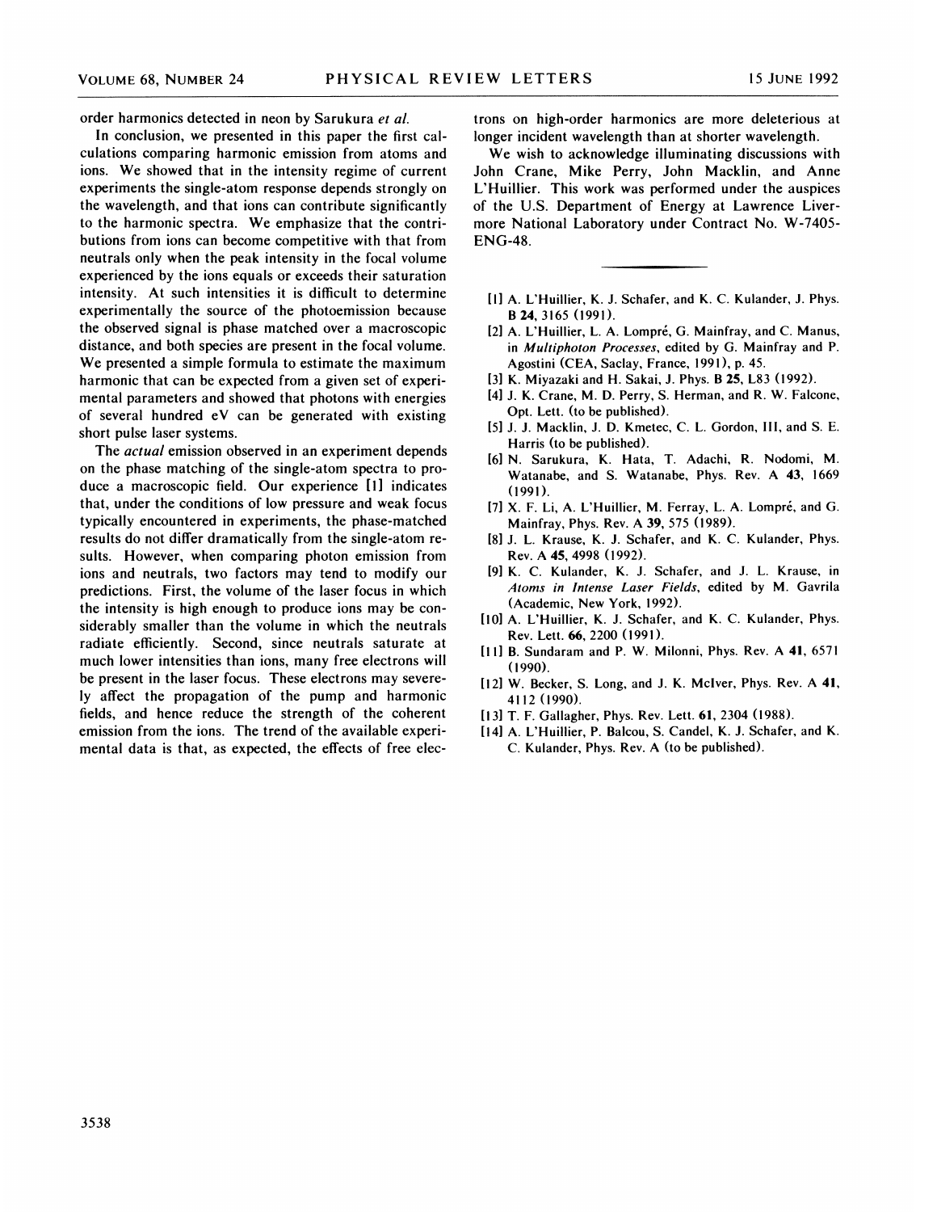order harmonics detected in neon by Sarukura *et al.*

In conclusion, we presented in this paper the first calculations comparing harmonic emission from atoms and ions. We showed that in the intensity regime of current experiments the single-atom response depends strongly on the wavelength, and that ions can contribute significantly to the harmonic spectra. We emphasize that the contributions from ions can become competitive with that from neutrals only when the peak intensity in the focal volume experienced by the ions equals or exceeds their saturation intensity. At such intensities it is difficult to determine experimentally the source of the photoemission because the observed signal is phase matched over a macroscopic distance, and both species are present in the focal volume. We presented a simple formula to estimate the maximum harmonic that can be expected from a given set of experimental parameters and showed that photons with energies of several hundred eV can be generated with existing short pulse laser systems.

The *actual* emission observed in an experiment depends on the phase matching of the single-atom spectra to produce a macroscopic field. Our experience [1] indicates that, under the conditions of low pressure and weak focus typically encountered in experiments, the phase-matched results do not differ dramatically from the single-atom results. However, when comparing photon emission from ions and neutrals, two factors may tend to modify our predictions. First, the volume of the laser focus in which the intensity is high enough to produce ions may be considerably smaller than the volume in which the neutrals radiate efficiently. Second, since neutrals saturate at much lower intensities than ions, many free electrons will be present in the laser focus. These electrons may severely affect the propagation of the pump and harmonic fields, and hence reduce the strength of the coherent emission from the ions. The trend of the available experimental data is that, as expected, the effects of free electrons on high-order harmonics are more deleterious at longer incident wavelength than at shorter wavelength.

We wish to acknowledge illuminating discussions with John Crane, Mike Perry, John Macklin, and Anne L'Huillier. This work was performed under the auspices of the U.S. Department of Energy at Lawrence Livermore National Laboratory under Contract No. W-7405-ENG-48.

---

[1] A. L'Huillier, K. J. Schafer, and K. C. Kulander, J. Phys. B **24**, 3165 (1991).

[2] A. L'Huillier, L. A. Lompré, G. Mainfray, and C. Manus, in *Multiphoton Processes*, edited by G. Mainfray and P. Agostini (CEA, Saclay, France, 1991), p. 45.

[3] K. Miyazaki and H. Sakai, J. Phys. B **25**, L83 (1992).

[4] J. K. Crane, M. D. Perry, S. Herman, and R. W. Falcone, Opt. Lett. (to be published).

[5] J. J. Macklin, J. D. Kmetec, C. L. Gordon, III, and S. E. Harris (to be published).

[6] N. Sarukura, K. Hata, T. Adachi, R. Nodomi, M. Watanabe, and S. Watanabe, Phys. Rev. A **43**, 1669 (1991).

[7] X. F. Li, A. L'Huillier, M. Ferray, L. A. Lompré, and G. Mainfray, Phys. Rev. A **39**, 575 (1989).

[8] J. L. Krause, K. J. Schafer, and K. C. Kulander, Phys. Rev. A **45**, 4998 (1992).

[9] K. C. Kulander, K. J. Schafer, and J. L. Krause, in *Atoms in Intense Laser Fields*, edited by M. Gavrila (Academic, New York, 1992).

[10] A. L'Huillier, K. J. Schafer, and K. C. Kulander, Phys. Rev. Lett. **66**, 2200 (1991).

[11] B. Sundaram and P. W. Milonni, Phys. Rev. A **41**, 6571 (1990).

[12] W. Becker, S. Long, and J. K. McIver, Phys. Rev. A **41**, 4112 (1990).

[13] T. F. Gallagher, Phys. Rev. Lett. **61**, 2304 (1988).

[14] A. L'Huillier, P. Balcou, S. Candel, K. J. Schafer, and K. C. Kulander, Phys. Rev. A (to be published).